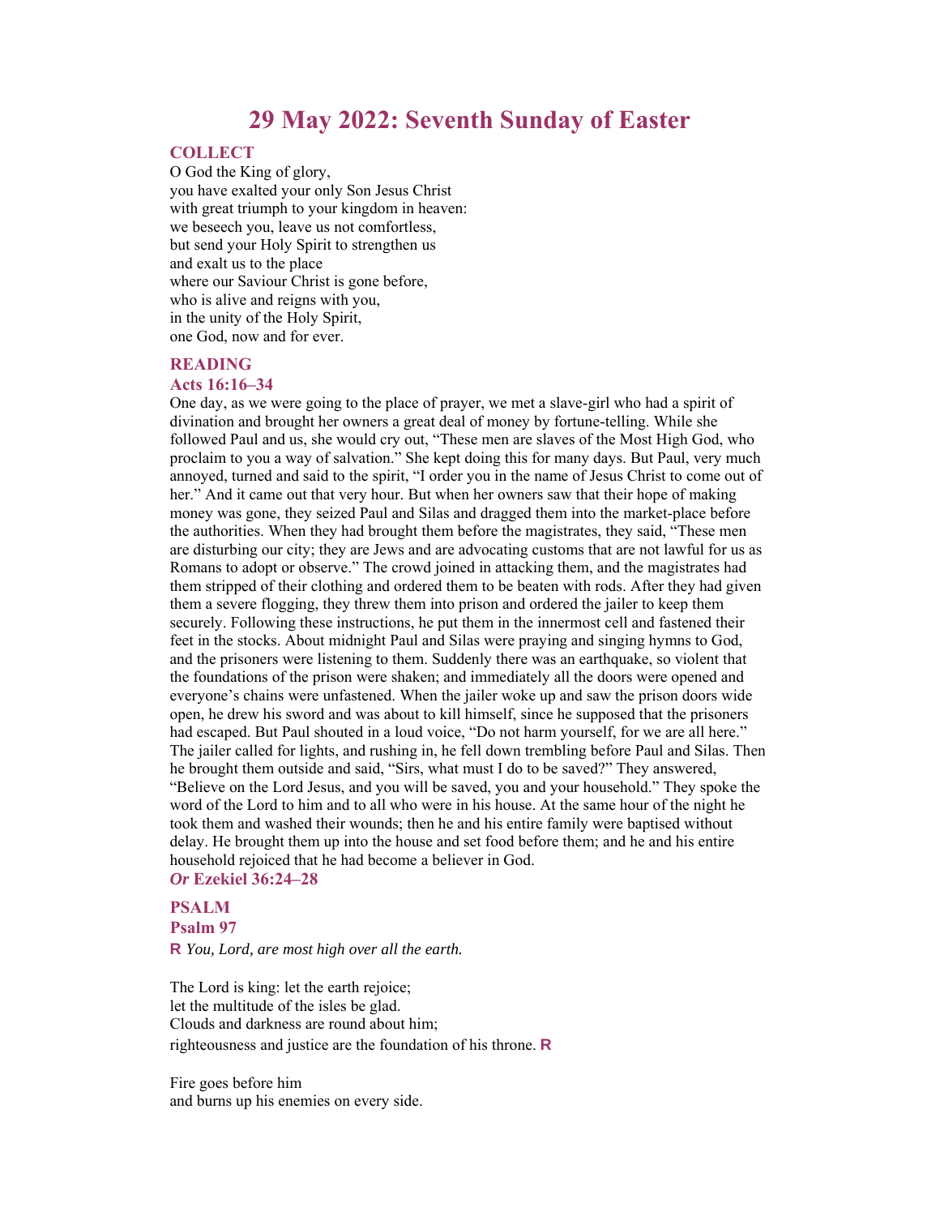# 29 May 2022: Seventh Sunday of Easter

## COLLECT

O God the King of glory,
you have exalted your only Son Jesus Christ
with great triumph to your kingdom in heaven:
we beseech you, leave us not comfortless,
but send your Holy Spirit to strengthen us
and exalt us to the place
where our Saviour Christ is gone before,
who is alive and reigns with you,
in the unity of the Holy Spirit,
one God, now and for ever.

## READING

### Acts 16:16–34

One day, as we were going to the place of prayer, we met a slave-girl who had a spirit of divination and brought her owners a great deal of money by fortune-telling. While she followed Paul and us, she would cry out, "These men are slaves of the Most High God, who proclaim to you a way of salvation." She kept doing this for many days. But Paul, very much annoyed, turned and said to the spirit, "I order you in the name of Jesus Christ to come out of her." And it came out that very hour. But when her owners saw that their hope of making money was gone, they seized Paul and Silas and dragged them into the market-place before the authorities. When they had brought them before the magistrates, they said, "These men are disturbing our city; they are Jews and are advocating customs that are not lawful for us as Romans to adopt or observe." The crowd joined in attacking them, and the magistrates had them stripped of their clothing and ordered them to be beaten with rods. After they had given them a severe flogging, they threw them into prison and ordered the jailer to keep them securely. Following these instructions, he put them in the innermost cell and fastened their feet in the stocks. About midnight Paul and Silas were praying and singing hymns to God, and the prisoners were listening to them. Suddenly there was an earthquake, so violent that the foundations of the prison were shaken; and immediately all the doors were opened and everyone's chains were unfastened. When the jailer woke up and saw the prison doors wide open, he drew his sword and was about to kill himself, since he supposed that the prisoners had escaped. But Paul shouted in a loud voice, "Do not harm yourself, for we are all here." The jailer called for lights, and rushing in, he fell down trembling before Paul and Silas. Then he brought them outside and said, "Sirs, what must I do to be saved?" They answered, "Believe on the Lord Jesus, and you will be saved, you and your household." They spoke the word of the Lord to him and to all who were in his house. At the same hour of the night he took them and washed their wounds; then he and his entire family were baptised without delay. He brought them up into the house and set food before them; and he and his entire household rejoiced that he had become a believer in God.

### *Or* Ezekiel 36:24–28

## PSALM

### Psalm 97

**R** *You, Lord, are most high over all the earth.*

The Lord is king: let the earth rejoice;
let the multitude of the isles be glad.
Clouds and darkness are round about him;
righteousness and justice are the foundation of his throne. **R**

Fire goes before him
and burns up his enemies on every side.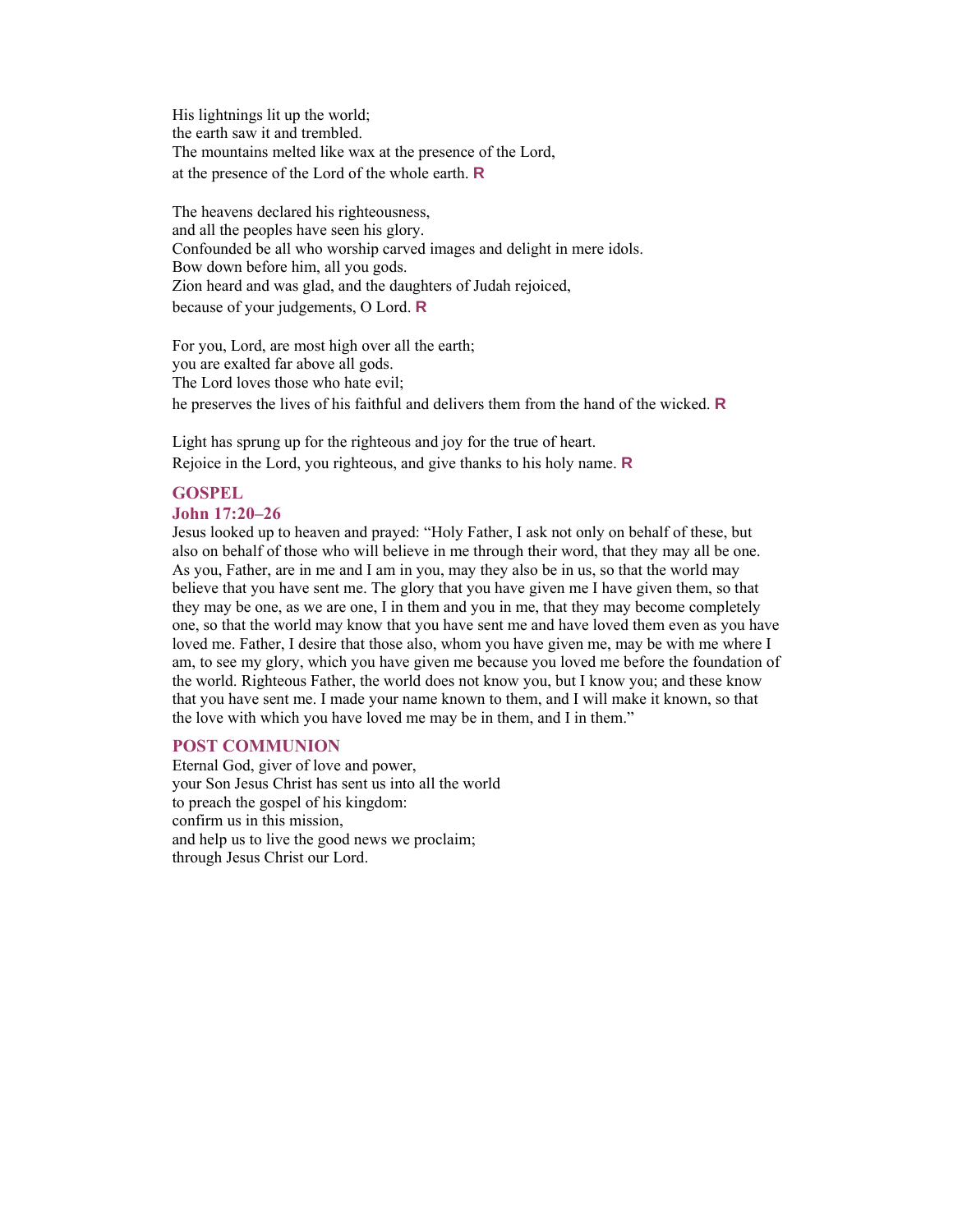His lightnings lit up the world;  
the earth saw it and trembled.  
The mountains melted like wax at the presence of the Lord,  
at the presence of the Lord of the whole earth. **R**

The heavens declared his righteousness,  
and all the peoples have seen his glory.  
Confounded be all who worship carved images and delight in mere idols.  
Bow down before him, all you gods.  
Zion heard and was glad, and the daughters of Judah rejoiced,  
because of your judgements, O Lord. **R**

For you, Lord, are most high over all the earth;  
you are exalted far above all gods.  
The Lord loves those who hate evil;  
he preserves the lives of his faithful and delivers them from the hand of the wicked. **R**

Light has sprung up for the righteous and joy for the true of heart.  
Rejoice in the Lord, you righteous, and give thanks to his holy name. **R**

## GOSPEL

### John 17:20–26

Jesus looked up to heaven and prayed: "Holy Father, I ask not only on behalf of these, but also on behalf of those who will believe in me through their word, that they may all be one. As you, Father, are in me and I am in you, may they also be in us, so that the world may believe that you have sent me. The glory that you have given me I have given them, so that they may be one, as we are one, I in them and you in me, that they may become completely one, so that the world may know that you have sent me and have loved them even as you have loved me. Father, I desire that those also, whom you have given me, may be with me where I am, to see my glory, which you have given me because you loved me before the foundation of the world. Righteous Father, the world does not know you, but I know you; and these know that you have sent me. I made your name known to them, and I will make it known, so that the love with which you have loved me may be in them, and I in them."

## POST COMMUNION

Eternal God, giver of love and power,  
your Son Jesus Christ has sent us into all the world  
to preach the gospel of his kingdom:  
confirm us in this mission,  
and help us to live the good news we proclaim;  
through Jesus Christ our Lord.